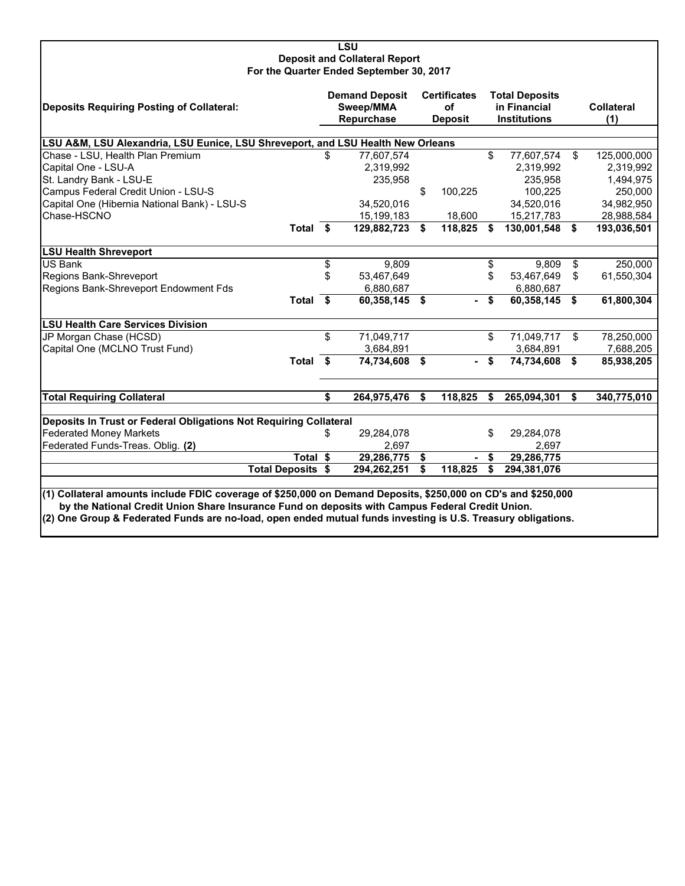# LSU
## Deposit and Collateral Report
### For the Quarter Ended September 30, 2017

| Deposits Requiring Posting of Collateral: | Demand Deposit Sweep/MMA Repurchase | Certificates of Deposit | Total Deposits in Financial Institutions | Collateral (1) |
|---|---|---|---|---|
| **LSU A&M, LSU Alexandria, LSU Eunice, LSU Shreveport, and LSU Health New Orleans** | | | | |
| Chase - LSU, Health Plan Premium | $ 77,607,574 | | $ 77,607,574 | $ 125,000,000 |
| Capital One - LSU-A | 2,319,992 | | 2,319,992 | 2,319,992 |
| St. Landry Bank - LSU-E | 235,958 | | 235,958 | 1,494,975 |
| Campus Federal Credit Union - LSU-S | | $ 100,225 | 100,225 | 250,000 |
| Capital One (Hibernia National Bank) - LSU-S | 34,520,016 | | 34,520,016 | 34,982,950 |
| Chase-HSCNO | 15,199,183 | 18,600 | 15,217,783 | 28,988,584 |
| **Total** | **$ 129,882,723** | **$ 118,825** | **$ 130,001,548** | **$ 193,036,501** |
| **LSU Health Shreveport** | | | | |
| US Bank | $ 9,809 | | $ 9,809 | $ 250,000 |
| Regions Bank-Shreveport | $ 53,467,649 | | $ 53,467,649 | $ 61,550,304 |
| Regions Bank-Shreveport Endowment Fds | 6,880,687 | | 6,880,687 | |
| **Total** | **$ 60,358,145** | **$ -** | **$ 60,358,145** | **$ 61,800,304** |
| **LSU Health Care Services Division** | | | | |
| JP Morgan Chase (HCSD) | $ 71,049,717 | | $ 71,049,717 | $ 78,250,000 |
| Capital One (MCLNO Trust Fund) | 3,684,891 | | 3,684,891 | 7,688,205 |
| **Total** | **$ 74,734,608** | **$ -** | **$ 74,734,608** | **$ 85,938,205** |
| **Total Requiring Collateral** | **$ 264,975,476** | **$ 118,825** | **$ 265,094,301** | **$ 340,775,010** |
| **Deposits In Trust or Federal Obligations Not Requiring Collateral** | | | | |
| Federated Money Markets | $ 29,284,078 | | $ 29,284,078 | |
| Federated Funds-Treas. Oblig. **(2)** | 2,697 | | 2,697 | |
| **Total** | **$ 29,286,775** | **$ -** | **$ 29,286,775** | |
| **Total Deposits** | **$ 294,262,251** | **$ 118,825** | **$ 294,381,076** | |

**(1) Collateral amounts include FDIC coverage of $250,000 on Demand Deposits, $250,000 on CD's and $250,000 by the National Credit Union Share Insurance Fund on deposits with Campus Federal Credit Union.**

**(2) One Group & Federated Funds are no-load, open ended mutual funds investing is U.S. Treasury obligations.**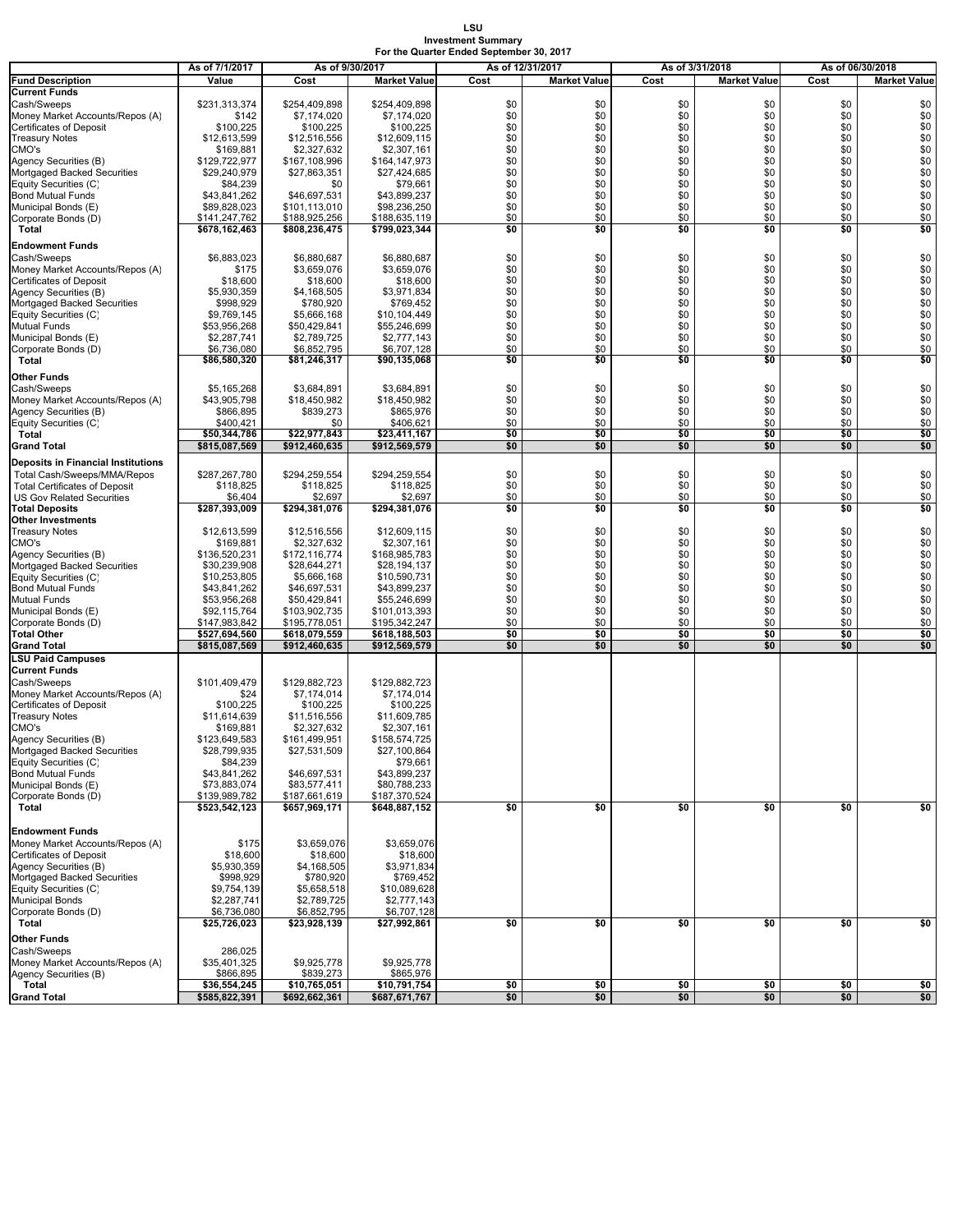**LSU**
**Investment Summary**
**For the Quarter Ended September 30, 2017**

| | As of 7/1/2017 | As of 9/30/2017 | | As of 12/31/2017 | | As of 3/31/2018 | | As of 06/30/2018 | |
|---|---|---|---|---|---|---|---|---|---|
| **Fund Description** | **Value** | **Cost** | **Market Value** | **Cost** | **Market Value** | **Cost** | **Market Value** | **Cost** | **Market Value** |
| **Current Funds** | | | | | | | | | |
| Cash/Sweeps | $231,313,374 | $254,409,898 | $254,409,898 | $0 | $0 | $0 | $0 | $0 | $0 |
| Money Market Accounts/Repos (A) | $142 | $7,174,020 | $7,174,020 | $0 | $0 | $0 | $0 | $0 | $0 |
| Certificates of Deposit | $100,225 | $100,225 | $100,225 | $0 | $0 | $0 | $0 | $0 | $0 |
| Treasury Notes | $12,613,599 | $12,516,556 | $12,609,115 | $0 | $0 | $0 | $0 | $0 | $0 |
| CMO's | $169,881 | $2,327,632 | $2,307,161 | $0 | $0 | $0 | $0 | $0 | $0 |
| Agency Securities (B) | $129,722,977 | $167,108,996 | $164,147,973 | $0 | $0 | $0 | $0 | $0 | $0 |
| Mortgaged Backed Securities | $29,240,979 | $27,863,351 | $27,424,685 | $0 | $0 | $0 | $0 | $0 | $0 |
| Equity Securities (C) | $84,239 | $0 | $79,661 | $0 | $0 | $0 | $0 | $0 | $0 |
| Bond Mutual Funds | $43,841,262 | $46,697,531 | $43,899,237 | $0 | $0 | $0 | $0 | $0 | $0 |
| Municipal Bonds (E) | $89,828,023 | $101,113,010 | $98,236,250 | $0 | $0 | $0 | $0 | $0 | $0 |
| Corporate Bonds (D) | $141,247,762 | $188,925,256 | $188,635,119 | $0 | $0 | $0 | $0 | $0 | $0 |
| **Total** | **$678,162,463** | **$808,236,475** | **$799,023,344** | **$0** | **$0** | **$0** | **$0** | **$0** | **$0** |
| **Endowment Funds** | | | | | | | | | |
| Cash/Sweeps | $6,883,023 | $6,880,687 | $6,880,687 | $0 | $0 | $0 | $0 | $0 | $0 |
| Money Market Accounts/Repos (A) | $175 | $3,659,076 | $3,659,076 | $0 | $0 | $0 | $0 | $0 | $0 |
| Certificates of Deposit | $18,600 | $18,600 | $18,600 | $0 | $0 | $0 | $0 | $0 | $0 |
| Agency Securities (B) | $5,930,359 | $4,168,505 | $3,971,834 | $0 | $0 | $0 | $0 | $0 | $0 |
| Mortgaged Backed Securities | $998,929 | $780,920 | $769,452 | $0 | $0 | $0 | $0 | $0 | $0 |
| Equity Securities (C) | $9,769,145 | $5,666,168 | $10,104,449 | $0 | $0 | $0 | $0 | $0 | $0 |
| Mutual Funds | $53,956,268 | $50,429,841 | $55,246,699 | $0 | $0 | $0 | $0 | $0 | $0 |
| Municipal Bonds (E) | $2,287,741 | $2,789,725 | $2,777,143 | $0 | $0 | $0 | $0 | $0 | $0 |
| Corporate Bonds (D) | $6,736,080 | $6,852,795 | $6,707,128 | $0 | $0 | $0 | $0 | $0 | $0 |
| **Total** | **$86,580,320** | **$81,246,317** | **$90,135,068** | **$0** | **$0** | **$0** | **$0** | **$0** | **$0** |
| **Other Funds** | | | | | | | | | |
| Cash/Sweeps | $5,165,268 | $3,684,891 | $3,684,891 | $0 | $0 | $0 | $0 | $0 | $0 |
| Money Market Accounts/Repos (A) | $43,905,798 | $18,450,982 | $18,450,982 | $0 | $0 | $0 | $0 | $0 | $0 |
| Agency Securities (B) | $866,895 | $839,273 | $865,976 | $0 | $0 | $0 | $0 | $0 | $0 |
| Equity Securities (C) | $400,421 | $0 | $406,621 | $0 | $0 | $0 | $0 | $0 | $0 |
| **Total** | **$50,344,786** | **$22,977,843** | **$23,411,167** | **$0** | **$0** | **$0** | **$0** | **$0** | **$0** |
| **Grand Total** | **$815,087,569** | **$912,460,635** | **$912,569,579** | **$0** | **$0** | **$0** | **$0** | **$0** | **$0** |
| **Deposits in Financial Institutions** | | | | | | | | | |
| Total Cash/Sweeps/MMA/Repos | $287,267,780 | $294,259,554 | $294,259,554 | $0 | $0 | $0 | $0 | $0 | $0 |
| Total Certificates of Deposit | $118,825 | $118,825 | $118,825 | $0 | $0 | $0 | $0 | $0 | $0 |
| US Gov Related Securities | $6,404 | $2,697 | $2,697 | $0 | $0 | $0 | $0 | $0 | $0 |
| **Total Deposits** | **$287,393,009** | **$294,381,076** | **$294,381,076** | **$0** | **$0** | **$0** | **$0** | **$0** | **$0** |
| **Other Investments** | | | | | | | | | |
| Treasury Notes | $12,613,599 | $12,516,556 | $12,609,115 | $0 | $0 | $0 | $0 | $0 | $0 |
| CMO's | $169,881 | $2,327,632 | $2,307,161 | $0 | $0 | $0 | $0 | $0 | $0 |
| Agency Securities (B) | $136,520,231 | $172,116,774 | $168,985,783 | $0 | $0 | $0 | $0 | $0 | $0 |
| Mortgaged Backed Securities | $30,239,908 | $28,644,271 | $28,194,137 | $0 | $0 | $0 | $0 | $0 | $0 |
| Equity Securities (C) | $10,253,805 | $5,666,168 | $10,590,731 | $0 | $0 | $0 | $0 | $0 | $0 |
| Bond Mutual Funds | $43,841,262 | $46,697,531 | $43,899,237 | $0 | $0 | $0 | $0 | $0 | $0 |
| Mutual Funds | $53,956,268 | $50,429,841 | $55,246,699 | $0 | $0 | $0 | $0 | $0 | $0 |
| Municipal Bonds (E) | $92,115,764 | $103,902,735 | $101,013,393 | $0 | $0 | $0 | $0 | $0 | $0 |
| Corporate Bonds (D) | $147,983,842 | $195,778,051 | $195,342,247 | $0 | $0 | $0 | $0 | $0 | $0 |
| **Total Other** | **$527,694,560** | **$618,079,559** | **$618,188,503** | **$0** | **$0** | **$0** | **$0** | **$0** | **$0** |
| **Grand Total** | **$815,087,569** | **$912,460,635** | **$912,569,579** | **$0** | **$0** | **$0** | **$0** | **$0** | **$0** |
| **LSU Paid Campuses** | | | | | | | | | |
| **Current Funds** | | | | | | | | | |
| Cash/Sweeps | $101,409,479 | $129,882,723 | $129,882,723 | | | | | | |
| Money Market Accounts/Repos (A) | $24 | $7,174,014 | $7,174,014 | | | | | | |
| Certificates of Deposit | $100,225 | $100,225 | $100,225 | | | | | | |
| Treasury Notes | $11,614,639 | $11,516,556 | $11,609,785 | | | | | | |
| CMO's | $169,881 | $2,327,632 | $2,307,161 | | | | | | |
| Agency Securities (B) | $123,649,583 | $161,499,951 | $158,574,725 | | | | | | |
| Mortgaged Backed Securities | $28,799,935 | $27,531,509 | $27,100,864 | | | | | | |
| Equity Securities (C) | $84,239 | | $79,661 | | | | | | |
| Bond Mutual Funds | $43,841,262 | $46,697,531 | $43,899,237 | | | | | | |
| Municipal Bonds (E) | $73,883,074 | $83,577,411 | $80,788,233 | | | | | | |
| Corporate Bonds (D) | $139,989,782 | $187,661,619 | $187,370,524 | | | | | | |
| **Total** | **$523,542,123** | **$657,969,171** | **$648,887,152** | **$0** | **$0** | **$0** | **$0** | **$0** | **$0** |
| **Endowment Funds** | | | | | | | | | |
| Money Market Accounts/Repos (A) | $175 | $3,659,076 | $3,659,076 | | | | | | |
| Certificates of Deposit | $18,600 | $18,600 | $18,600 | | | | | | |
| Agency Securities (B) | $5,930,359 | $4,168,505 | $3,971,834 | | | | | | |
| Mortgaged Backed Securities | $998,929 | $780,920 | $769,452 | | | | | | |
| Equity Securities (C) | $9,754,139 | $5,658,518 | $10,089,628 | | | | | | |
| Municipal Bonds | $2,287,741 | $2,789,725 | $2,777,143 | | | | | | |
| Corporate Bonds (D) | $6,736,080 | $6,852,795 | $6,707,128 | | | | | | |
| **Total** | **$25,726,023** | **$23,928,139** | **$27,992,861** | **$0** | **$0** | **$0** | **$0** | **$0** | **$0** |
| **Other Funds** | | | | | | | | | |
| Cash/Sweeps | 286,025 | | | | | | | | |
| Money Market Accounts/Repos (A) | $35,401,325 | $9,925,778 | $9,925,778 | | | | | | |
| Agency Securities (B) | $866,895 | $839,273 | $865,976 | | | | | | |
| **Total** | **$36,554,245** | **$10,765,051** | **$10,791,754** | **$0** | **$0** | **$0** | **$0** | **$0** | **$0** |
| **Grand Total** | **$585,822,391** | **$692,662,361** | **$687,671,767** | **$0** | **$0** | **$0** | **$0** | **$0** | **$0** |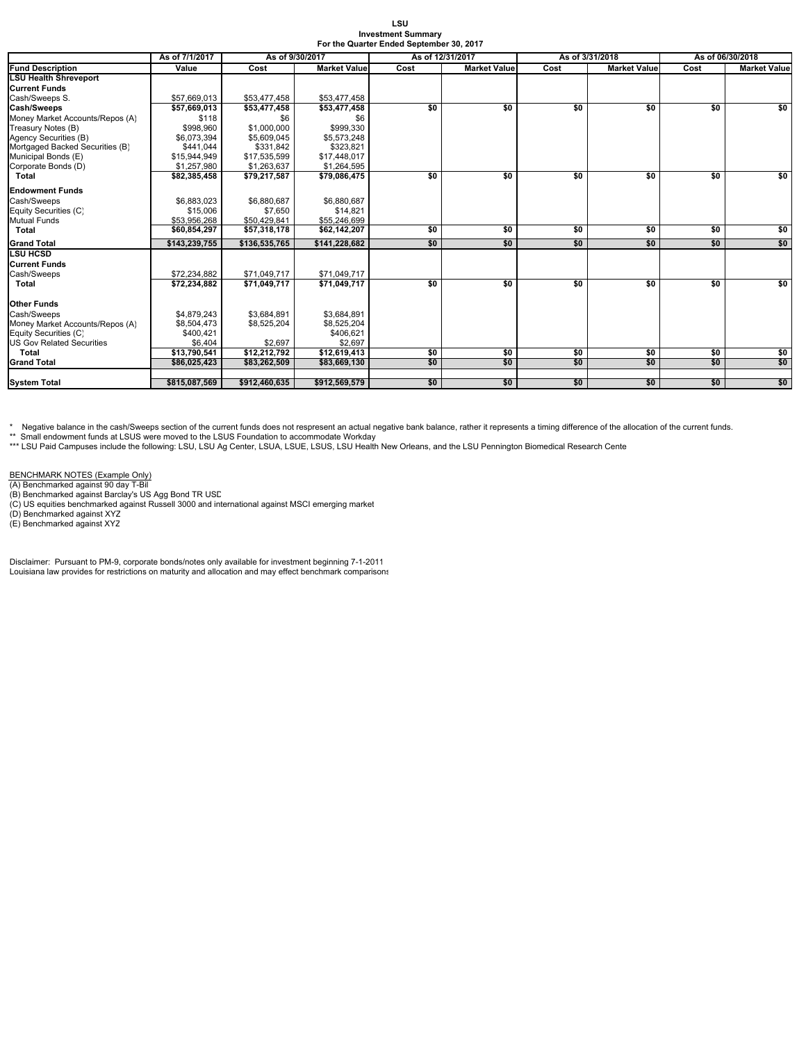# LSU
## Investment Summary
### For the Quarter Ended September 30, 2017

| | As of 7/1/2017 | As of 9/30/2017 | | As of 12/31/2017 | | As of 3/31/2018 | | As of 06/30/2018 | |
|---|---|---|---|---|---|---|---|---|---|
| **Fund Description** | **Value** | **Cost** | **Market Value** | **Cost** | **Market Value** | **Cost** | **Market Value** | **Cost** | **Market Value** |
| **LSU Health Shreveport** | | | | | | | | | |
| **Current Funds** | | | | | | | | | |
| Cash/Sweeps S. | $57,669,013 | $53,477,458 | $53,477,458 | | | | | | |
| **Cash/Sweeps** | **$57,669,013** | **$53,477,458** | **$53,477,458** | **$0** | **$0** | **$0** | **$0** | **$0** | **$0** |
| Money Market Accounts/Repos (A) | $118 | $6 | $6 | | | | | | |
| Treasury Notes (B) | $998,960 | $1,000,000 | $999,330 | | | | | | |
| Agency Securities (B) | $6,073,394 | $5,609,045 | $5,573,248 | | | | | | |
| Mortgaged Backed Securities (B) | $441,044 | $331,842 | $323,821 | | | | | | |
| Municipal Bonds (E) | $15,944,949 | $17,535,599 | $17,448,017 | | | | | | |
| Corporate Bonds (D) | $1,257,980 | $1,263,637 | $1,264,595 | | | | | | |
| **Total** | **$82,385,458** | **$79,217,587** | **$79,086,475** | **$0** | **$0** | **$0** | **$0** | **$0** | **$0** |
| **Endowment Funds** | | | | | | | | | |
| Cash/Sweeps | $6,883,023 | $6,880,687 | $6,880,687 | | | | | | |
| Equity Securities (C) | $15,006 | $7,650 | $14,821 | | | | | | |
| Mutual Funds | $53,956,268 | $50,429,841 | $55,246,699 | | | | | | |
| **Total** | **$60,854,297** | **$57,318,178** | **$62,142,207** | **$0** | **$0** | **$0** | **$0** | **$0** | **$0** |
| **Grand Total** | **$143,239,755** | **$136,535,765** | **$141,228,682** | **$0** | **$0** | **$0** | **$0** | **$0** | **$0** |
| **LSU HCSD** | | | | | | | | | |
| **Current Funds** | | | | | | | | | |
| Cash/Sweeps | $72,234,882 | $71,049,717 | $71,049,717 | | | | | | |
| **Total** | **$72,234,882** | **$71,049,717** | **$71,049,717** | **$0** | **$0** | **$0** | **$0** | **$0** | **$0** |
| **Other Funds** | | | | | | | | | |
| Cash/Sweeps | $4,879,243 | $3,684,891 | $3,684,891 | | | | | | |
| Money Market Accounts/Repos (A) | $8,504,473 | $8,525,204 | $8,525,204 | | | | | | |
| Equity Securities (C) | $400,421 | | $406,621 | | | | | | |
| US Gov Related Securities | $6,404 | $2,697 | $2,697 | | | | | | |
| **Total** | **$13,790,541** | **$12,212,792** | **$12,619,413** | **$0** | **$0** | **$0** | **$0** | **$0** | **$0** |
| **Grand Total** | **$86,025,423** | **$83,262,509** | **$83,669,130** | **$0** | **$0** | **$0** | **$0** | **$0** | **$0** |
| **System Total** | **$815,087,569** | **$912,460,635** | **$912,569,579** | **$0** | **$0** | **$0** | **$0** | **$0** | **$0** |

\* Negative balance in the cash/Sweeps section of the current funds does not respresent an actual negative bank balance, rather it represents a timing difference of the allocation of the current funds.
** Small endowment funds at LSUS were moved to the LSUS Foundation to accommodate Workday
*** LSU Paid Campuses include the following: LSU, LSU Ag Center, LSUA, LSUE, LSUS, LSU Health New Orleans, and the LSU Pennington Biomedical Research Cente

BENCHMARK NOTES (Example Only)
(A) Benchmarked against 90 day T-Bil
(B) Benchmarked against Barclay's US Agg Bond TR USD
(C) US equities benchmarked against Russell 3000 and international against MSCI emerging market
(D) Benchmarked against XYZ
(E) Benchmarked against XYZ

Disclaimer: Pursuant to PM-9, corporate bonds/notes only available for investment beginning 7-1-2011
Louisiana law provides for restrictions on maturity and allocation and may effect benchmark comparisons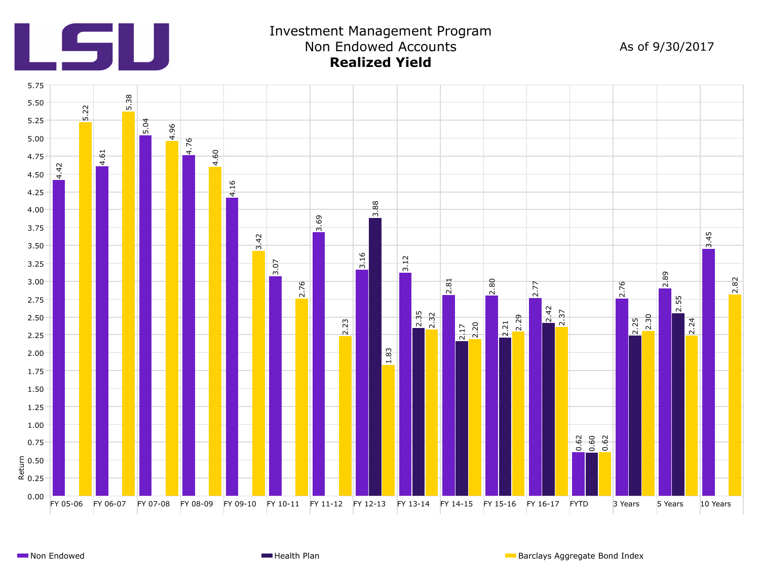# Investment Management Program
## Non Endowed Accounts
### **Realized Yield**

As of 9/30/2017

| Period | Non Endowed | Health Plan | Barclays Aggregate Bond Index |
|---|---|---|---|
| FY 05-06 | 4.42 | | 5.22 |
| FY 06-07 | 4.61 | | 5.38 |
| FY 07-08 | 5.04 | | 4.96 |
| FY 08-09 | 4.76 | | 4.60 |
| FY 09-10 | 4.16 | | 3.42 |
| FY 10-11 | 3.07 | | 2.76 |
| FY 11-12 | 3.69 | | 2.23 |
| FY 12-13 | 3.16 | 3.88 | 1.83 |
| FY 13-14 | 3.12 | 2.35 | 2.32 |
| FY 14-15 | 2.81 | 2.17 | 2.20 |
| FY 15-16 | 2.80 | 2.21 | 2.29 |
| FY 16-17 | 2.77 | 2.42 | 2.37 |
| FYTD | 0.62 | 0.60 | 0.62 |
| 3 Years | 2.76 | 2.25 | 2.30 |
| 5 Years | 2.89 | 2.55 | 2.24 |
| 10 Years | 3.45 | | 2.82 |

Return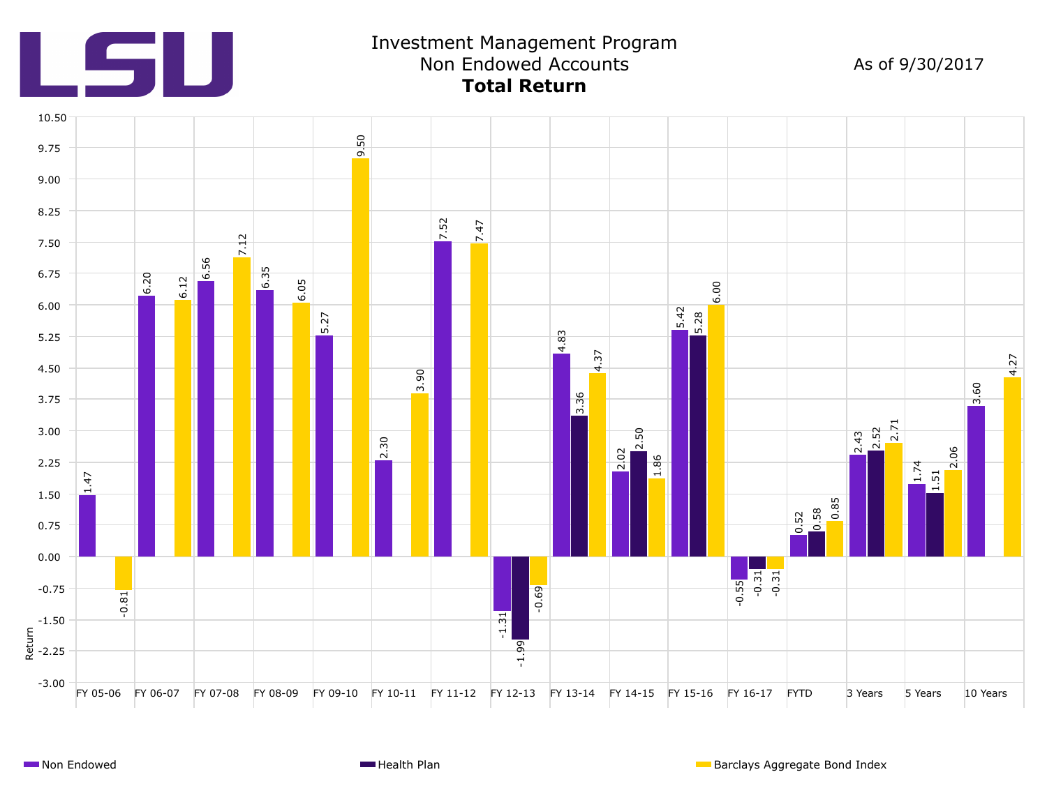# Investment Management Program
## Non Endowed Accounts
### **Total Return**

As of 9/30/2017

| Period | Non Endowed | Health Plan | Barclays Aggregate Bond Index |
|---|---|---|---|
| FY 05-06 | 1.47 | | -0.81 |
| FY 06-07 | 6.20 | | 6.12 |
| FY 07-08 | 6.56 | | 7.12 |
| FY 08-09 | 6.35 | | 6.05 |
| FY 09-10 | 5.27 | | 9.50 |
| FY 10-11 | 2.30 | | 3.90 |
| FY 11-12 | 7.52 | | 7.47 |
| FY 12-13 | -1.31 | -1.99 | -0.69 |
| FY 13-14 | 4.83 | 3.36 | 4.37 |
| FY 14-15 | 2.02 | 2.50 | 1.86 |
| FY 15-16 | 5.42 | 5.28 | 6.00 |
| FY 16-17 | -0.55 | -0.31 | -0.31 |
| FYTD | 0.52 | 0.58 | 0.85 |
| 3 Years | 2.43 | 2.52 | 2.71 |
| 5 Years | 1.74 | 1.51 | 2.06 |
| 10 Years | 3.60 | | 4.27 |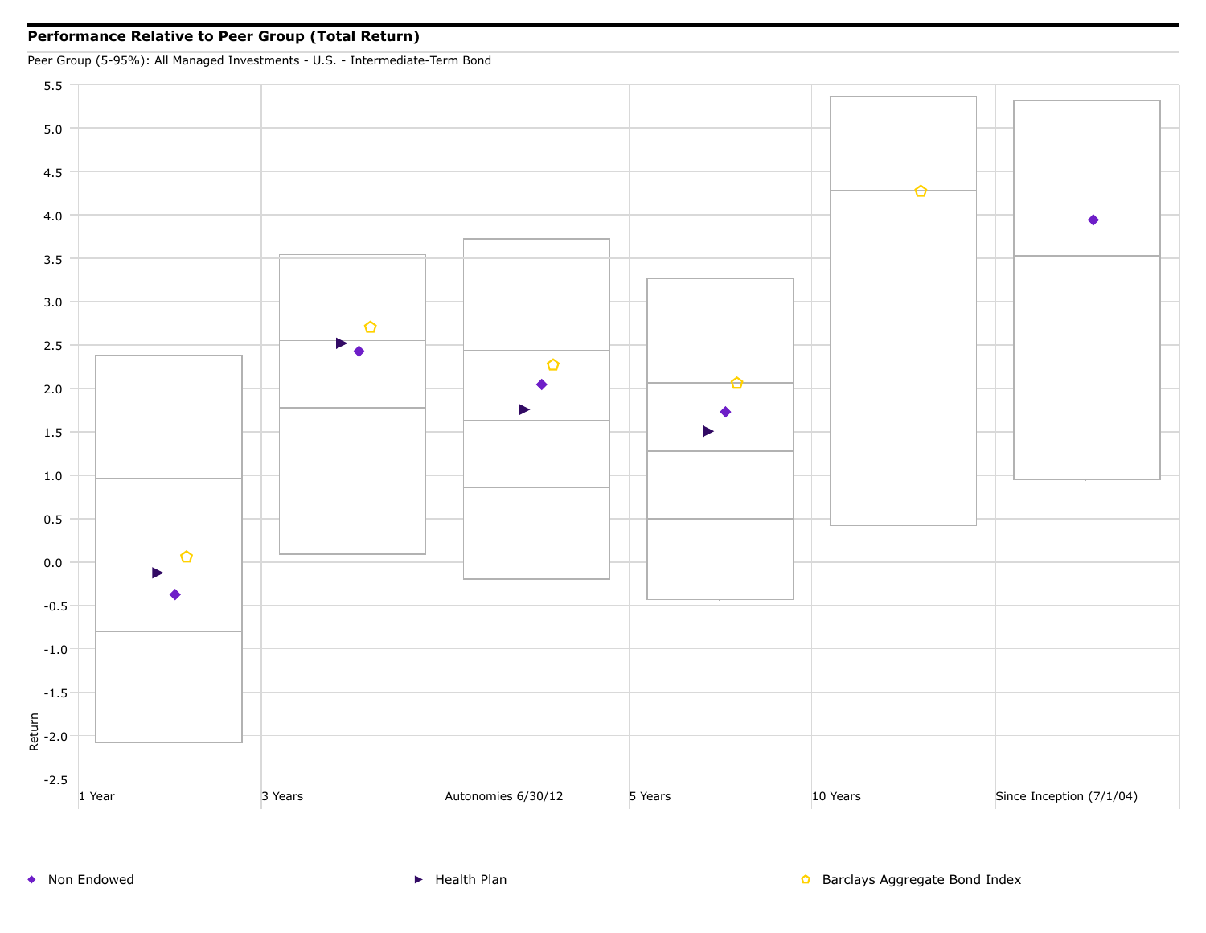**Performance Relative to Peer Group (Total Return)**

Peer Group (5-95%): All Managed Investments - U.S. - Intermediate-Term Bond

Return

5.5
5.0
4.5
4.0
3.5
3.0
2.5
2.0
1.5
1.0
0.5
0.0
-0.5
-1.0
-1.5
-2.0
-2.5

1 Year | 3 Years | Autonomies 6/30/12 | 5 Years | 10 Years | Since Inception (7/1/04)

◆ Non Endowed ▶ Health Plan ⬠ Barclays Aggregate Bond Index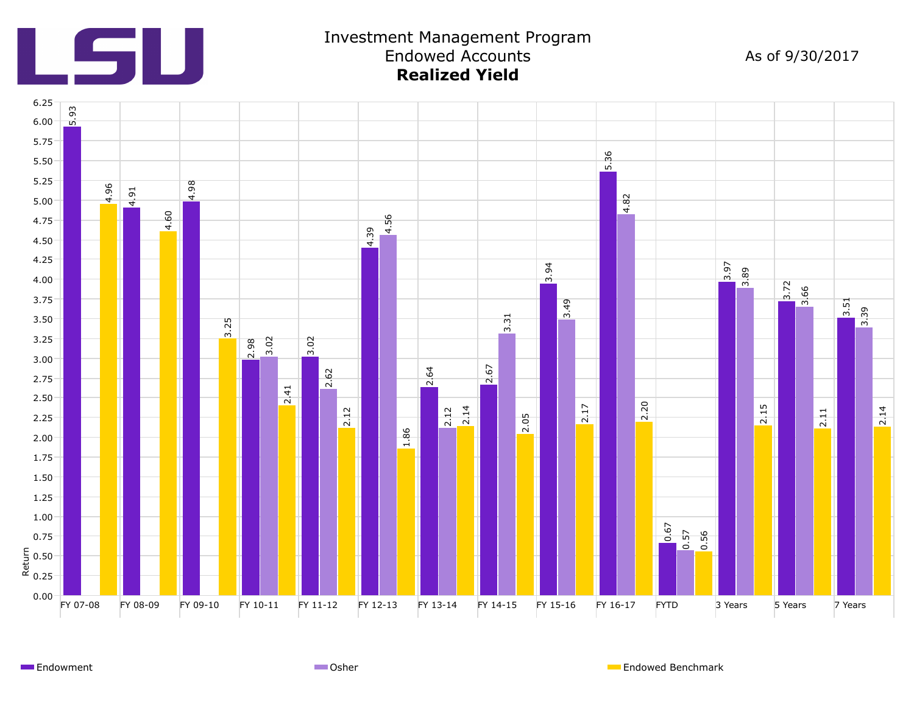# Investment Management Program
## Endowed Accounts
### **Realized Yield**

As of 9/30/2017

| Period | Endowment | Osher | Endowed Benchmark |
|---|---|---|---|
| FY 07-08 | 5.93 | | 4.96 |
| FY 08-09 | 4.91 | | 4.60 |
| FY 09-10 | 4.98 | | 3.25 |
| FY 10-11 | 2.98 | 3.02 | 2.41 |
| FY 11-12 | 3.02 | 2.62 | 2.12 |
| FY 12-13 | 4.39 | 4.56 | 1.86 |
| FY 13-14 | 2.64 | 2.12 | 2.14 |
| FY 14-15 | 2.67 | 3.31 | 2.05 |
| FY 15-16 | 3.94 | 3.49 | 2.17 |
| FY 16-17 | 5.36 | 4.82 | 2.20 |
| FYTD | 0.67 | 0.57 | 0.56 |
| 3 Years | 3.97 | 3.89 | 2.15 |
| 5 Years | 3.72 | 3.66 | 2.11 |
| 7 Years | 3.51 | 3.39 | 2.14 |

Return

Endowment | Osher | Endowed Benchmark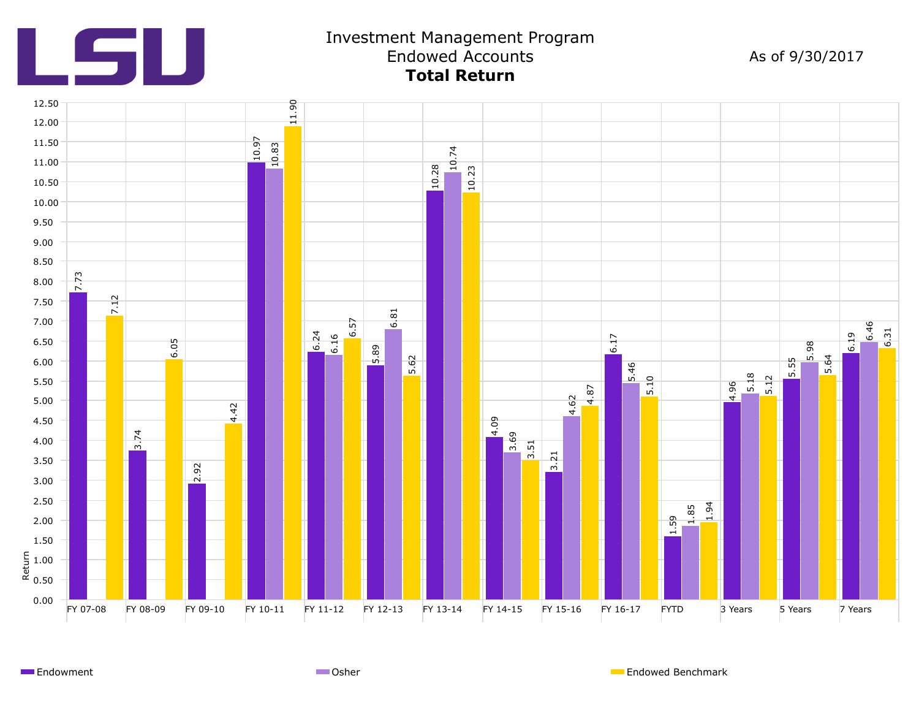LSU

# Investment Management Program

## Endowed Accounts

**Total Return**

As of 9/30/2017

Return

12.50
12.00
11.50
11.00
10.50
10.00
9.50
9.00
8.50
8.00
7.50
7.00
6.50
6.00
5.50
5.00
4.50
4.00
3.50
3.00
2.50
2.00
1.50
1.00
0.50
0.00

FY 07-08: 7.73, 7.12
FY 08-09: 3.74, 6.05
FY 09-10: 2.92, 4.42
FY 10-11: 10.97, 10.83, 11.90
FY 11-12: 6.24, 6.16, 6.57
FY 12-13: 5.89, 6.81, 5.62
FY 13-14: 10.28, 10.74, 10.23
FY 14-15: 4.09, 3.69, 3.51
FY 15-16: 3.21, 4.62, 4.87
FY 16-17: 6.17, 5.46, 5.10
FYTD: 1.59, 1.85, 1.94
3 Years: 4.96, 5.18, 5.12
5 Years: 5.55, 5.98, 5.64
7 Years: 6.19, 6.46, 6.31

Endowment
Osher
Endowed Benchmark